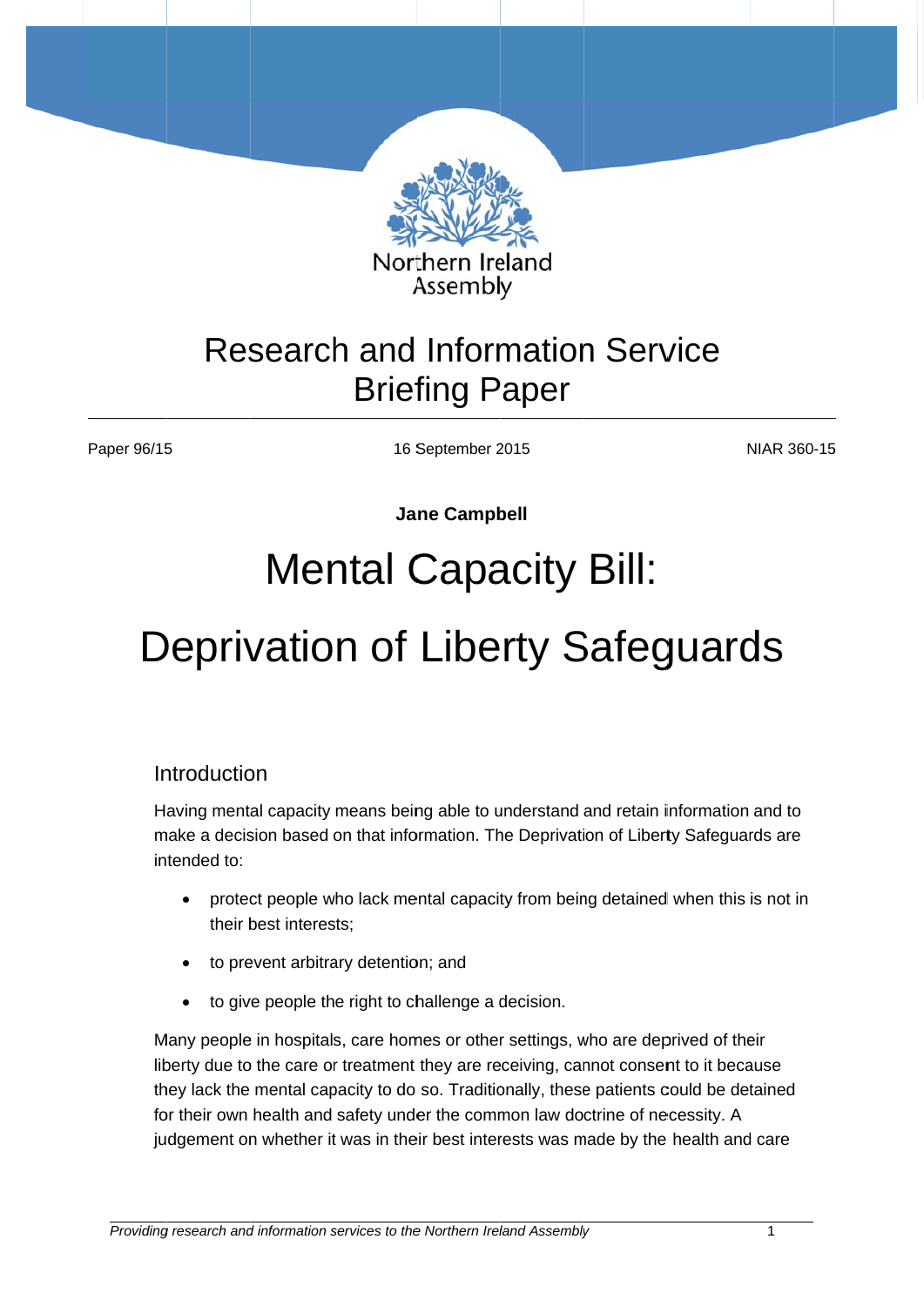Northern Ireland Assembly

Research and Information Service Briefing Paper

Paper 96/15 | 16 September 2015 | NIAR 360-15

**Jane Campbell**

# Mental Capacity Bill: Deprivation of Liberty Safeguards

## Introduction

Having mental capacity means being able to understand and retain information and to make a decision based on that information. The Deprivation of Liberty Safeguards are intended to:

- protect people who lack mental capacity from being detained when this is not in their best interests;
- to prevent arbitrary detention; and
- to give people the right to challenge a decision.

Many people in hospitals, care homes or other settings, who are deprived of their liberty due to the care or treatment they are receiving, cannot consent to it because they lack the mental capacity to do so. Traditionally, these patients could be detained for their own health and safety under the common law doctrine of necessity. A judgement on whether it was in their best interests was made by the health and care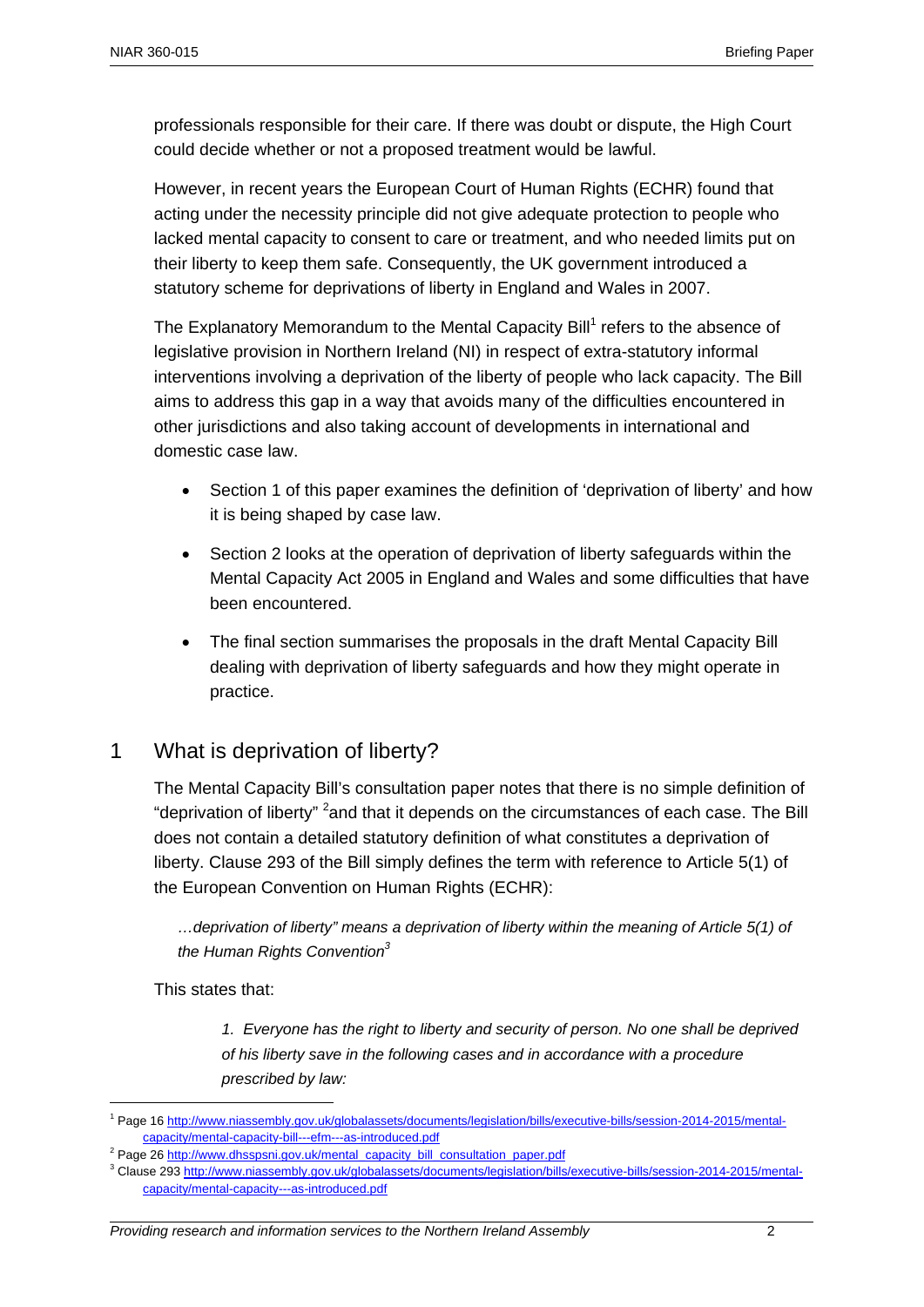professionals responsible for their care. If there was doubt or dispute, the High Court could decide whether or not a proposed treatment would be lawful.

However, in recent years the European Court of Human Rights (ECHR) found that acting under the necessity principle did not give adequate protection to people who lacked mental capacity to consent to care or treatment, and who needed limits put on their liberty to keep them safe. Consequently, the UK government introduced a statutory scheme for deprivations of liberty in England and Wales in 2007.

The Explanatory Memorandum to the Mental Capacity Bill[1] refers to the absence of legislative provision in Northern Ireland (NI) in respect of extra-statutory informal interventions involving a deprivation of the liberty of people who lack capacity. The Bill aims to address this gap in a way that avoids many of the difficulties encountered in other jurisdictions and also taking account of developments in international and domestic case law.

- Section 1 of this paper examines the definition of 'deprivation of liberty' and how it is being shaped by case law.
- Section 2 looks at the operation of deprivation of liberty safeguards within the Mental Capacity Act 2005 in England and Wales and some difficulties that have been encountered.
- The final section summarises the proposals in the draft Mental Capacity Bill dealing with deprivation of liberty safeguards and how they might operate in practice.

## 1 What is deprivation of liberty?

The Mental Capacity Bill's consultation paper notes that there is no simple definition of "deprivation of liberty" [2]and that it depends on the circumstances of each case. The Bill does not contain a detailed statutory definition of what constitutes a deprivation of liberty. Clause 293 of the Bill simply defines the term with reference to Article 5(1) of the European Convention on Human Rights (ECHR):

> *…deprivation of liberty" means a deprivation of liberty within the meaning of Article 5(1) of the Human Rights Convention[3]*

This states that:

> *1. Everyone has the right to liberty and security of person. No one shall be deprived of his liberty save in the following cases and in accordance with a procedure prescribed by law:*

---

[1] Page 16 http://www.niassembly.gov.uk/globalassets/documents/legislation/bills/executive-bills/session-2014-2015/mental-capacity/mental-capacity-bill---efm---as-introduced.pdf

[2] Page 26 http://www.dhsspsni.gov.uk/mental_capacity_bill_consultation_paper.pdf

[3] Clause 293 http://www.niassembly.gov.uk/globalassets/documents/legislation/bills/executive-bills/session-2014-2015/mental-capacity/mental-capacity---as-introduced.pdf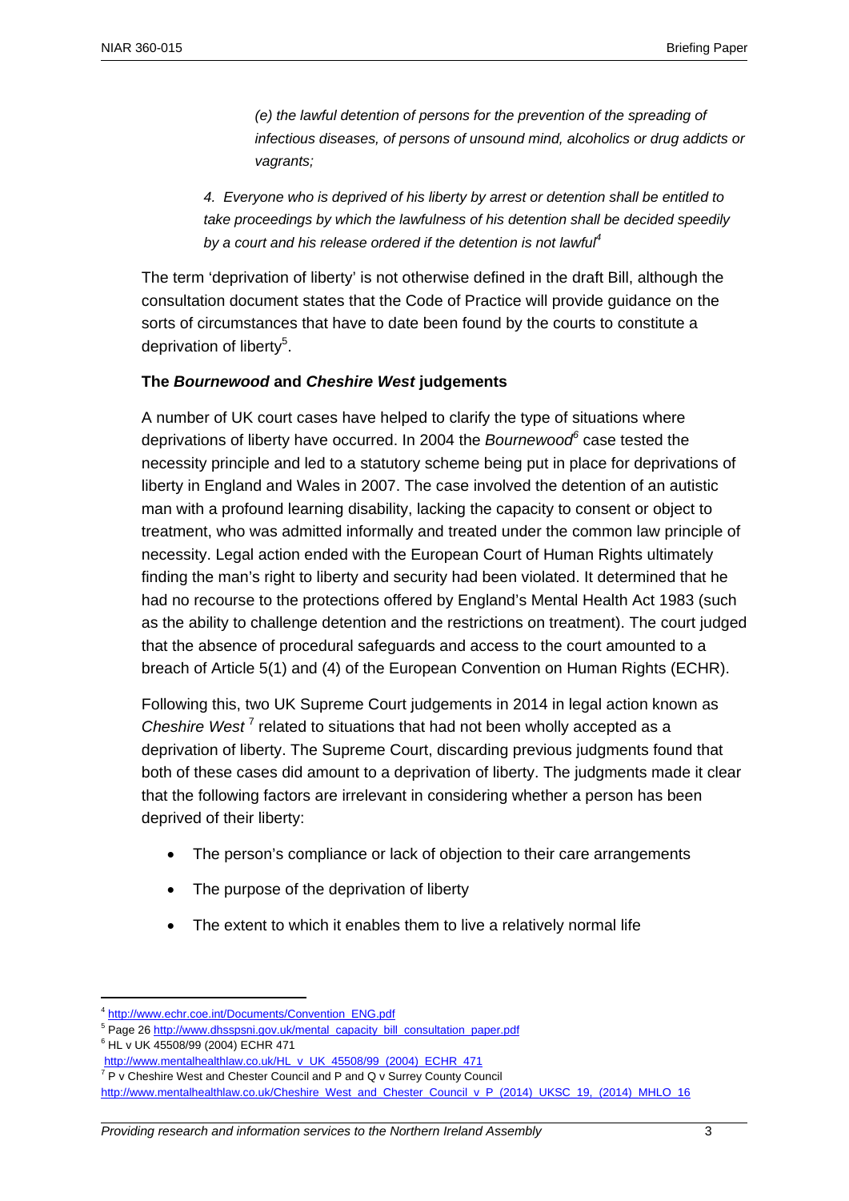> *(e) the lawful detention of persons for the prevention of the spreading of infectious diseases, of persons of unsound mind, alcoholics or drug addicts or vagrants;*

> *4. Everyone who is deprived of his liberty by arrest or detention shall be entitled to take proceedings by which the lawfulness of his detention shall be decided speedily by a court and his release ordered if the detention is not lawful*[4]

The term 'deprivation of liberty' is not otherwise defined in the draft Bill, although the consultation document states that the Code of Practice will provide guidance on the sorts of circumstances that have to date been found by the courts to constitute a deprivation of liberty[5].

**The *Bournewood* and *Cheshire West* judgements**

A number of UK court cases have helped to clarify the type of situations where deprivations of liberty have occurred. In 2004 the *Bournewood*[6] case tested the necessity principle and led to a statutory scheme being put in place for deprivations of liberty in England and Wales in 2007. The case involved the detention of an autistic man with a profound learning disability, lacking the capacity to consent or object to treatment, who was admitted informally and treated under the common law principle of necessity. Legal action ended with the European Court of Human Rights ultimately finding the man's right to liberty and security had been violated. It determined that he had no recourse to the protections offered by England's Mental Health Act 1983 (such as the ability to challenge detention and the restrictions on treatment). The court judged that the absence of procedural safeguards and access to the court amounted to a breach of Article 5(1) and (4) of the European Convention on Human Rights (ECHR).

Following this, two UK Supreme Court judgements in 2014 in legal action known as *Cheshire West* [7] related to situations that had not been wholly accepted as a deprivation of liberty. The Supreme Court, discarding previous judgments found that both of these cases did amount to a deprivation of liberty. The judgments made it clear that the following factors are irrelevant in considering whether a person has been deprived of their liberty:

- The person's compliance or lack of objection to their care arrangements
- The purpose of the deprivation of liberty
- The extent to which it enables them to live a relatively normal life

---

[4] http://www.echr.coe.int/Documents/Convention_ENG.pdf

[5] Page 26 http://www.dhsspsni.gov.uk/mental_capacity_bill_consultation_paper.pdf

[6] HL v UK 45508/99 (2004) ECHR 471 http://www.mentalhealthlaw.co.uk/HL_v_UK_45508/99_(2004)_ECHR_471

[7] P v Cheshire West and Chester Council and P and Q v Surrey County Council http://www.mentalhealthlaw.co.uk/Cheshire_West_and_Chester_Council_v_P_(2014)_UKSC_19,_(2014)_MHLO_16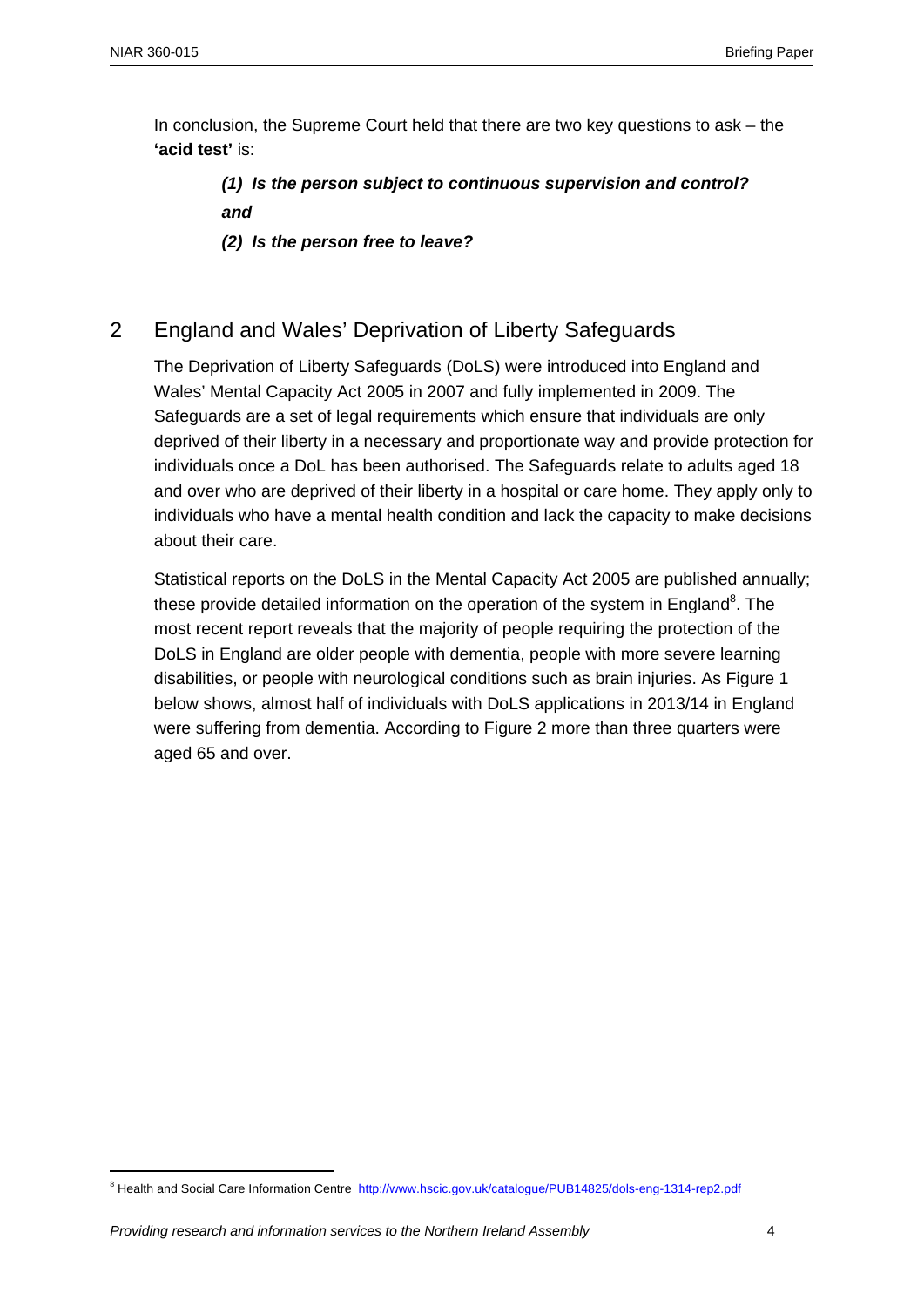In conclusion, the Supreme Court held that there are two key questions to ask – the **'acid test'** is:

> ***(1) Is the person subject to continuous supervision and control?***
>
> ***and***
>
> ***(2) Is the person free to leave?***

## 2 England and Wales' Deprivation of Liberty Safeguards

The Deprivation of Liberty Safeguards (DoLS) were introduced into England and Wales' Mental Capacity Act 2005 in 2007 and fully implemented in 2009. The Safeguards are a set of legal requirements which ensure that individuals are only deprived of their liberty in a necessary and proportionate way and provide protection for individuals once a DoL has been authorised. The Safeguards relate to adults aged 18 and over who are deprived of their liberty in a hospital or care home. They apply only to individuals who have a mental health condition and lack the capacity to make decisions about their care.

Statistical reports on the DoLS in the Mental Capacity Act 2005 are published annually; these provide detailed information on the operation of the system in England[8]. The most recent report reveals that the majority of people requiring the protection of the DoLS in England are older people with dementia, people with more severe learning disabilities, or people with neurological conditions such as brain injuries. As Figure 1 below shows, almost half of individuals with DoLS applications in 2013/14 in England were suffering from dementia. According to Figure 2 more than three quarters were aged 65 and over.

---

[8] Health and Social Care Information Centre http://www.hscic.gov.uk/catalogue/PUB14825/dols-eng-1314-rep2.pdf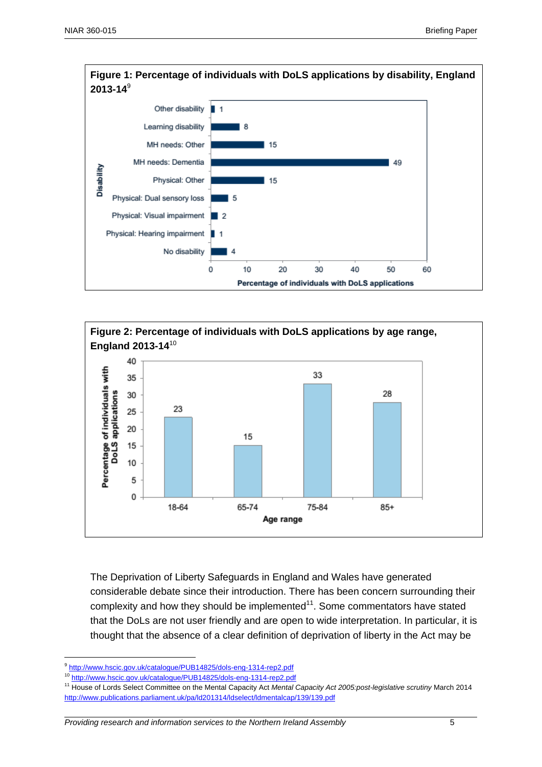**Figure 1: Percentage of individuals with DoLS applications by disability, England 2013-14**[9]

| Disability | Percentage of individuals with DoLS applications |
|---|---|
| Other disability | 1 |
| Learning disability | 8 |
| MH needs: Other | 15 |
| MH needs: Dementia | 49 |
| Physical: Other | 15 |
| Physical: Dual sensory loss | 5 |
| Physical: Visual impairment | 2 |
| Physical: Hearing impairment | 1 |
| No disability | 4 |

**Figure 2: Percentage of individuals with DoLS applications by age range, England 2013-14**[10]

| Age range | Percentage of individuals with DoLS applications |
|---|---|
| 18-64 | 23 |
| 65-74 | 15 |
| 75-84 | 33 |
| 85+ | 28 |

The Deprivation of Liberty Safeguards in England and Wales have generated considerable debate since their introduction. There has been concern surrounding their complexity and how they should be implemented[11]. Some commentators have stated that the DoLs are not user friendly and are open to wide interpretation. In particular, it is thought that the absence of a clear definition of deprivation of liberty in the Act may be

---

[9] http://www.hscic.gov.uk/catalogue/PUB14825/dols-eng-1314-rep2.pdf

[10] http://www.hscic.gov.uk/catalogue/PUB14825/dols-eng-1314-rep2.pdf

[11] House of Lords Select Committee on the Mental Capacity Act *Mental Capacity Act 2005:post-legislative scrutiny* March 2014 http://www.publications.parliament.uk/pa/ld201314/ldselect/ldmentalcap/139/139.pdf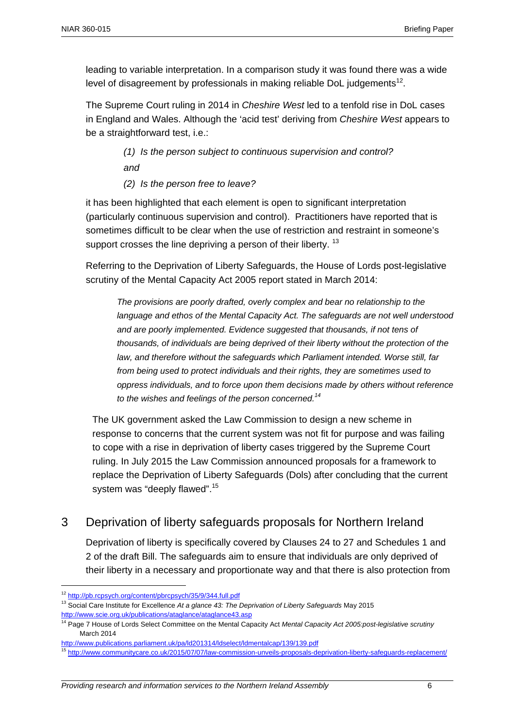leading to variable interpretation. In a comparison study it was found there was a wide level of disagreement by professionals in making reliable DoL judgements[12].

The Supreme Court ruling in 2014 in *Cheshire West* led to a tenfold rise in DoL cases in England and Wales. Although the 'acid test' deriving from *Cheshire West* appears to be a straightforward test, i.e.:

> *(1) Is the person subject to continuous supervision and control?*
>
> *and*
>
> *(2) Is the person free to leave?*

it has been highlighted that each element is open to significant interpretation (particularly continuous supervision and control). Practitioners have reported that is sometimes difficult to be clear when the use of restriction and restraint in someone's support crosses the line depriving a person of their liberty. [13]

Referring to the Deprivation of Liberty Safeguards, the House of Lords post-legislative scrutiny of the Mental Capacity Act 2005 report stated in March 2014:

> *The provisions are poorly drafted, overly complex and bear no relationship to the language and ethos of the Mental Capacity Act. The safeguards are not well understood and are poorly implemented. Evidence suggested that thousands, if not tens of thousands, of individuals are being deprived of their liberty without the protection of the law, and therefore without the safeguards which Parliament intended. Worse still, far from being used to protect individuals and their rights, they are sometimes used to oppress individuals, and to force upon them decisions made by others without reference to the wishes and feelings of the person concerned.*[14]

The UK government asked the Law Commission to design a new scheme in response to concerns that the current system was not fit for purpose and was failing to cope with a rise in deprivation of liberty cases triggered by the Supreme Court ruling. In July 2015 the Law Commission announced proposals for a framework to replace the Deprivation of Liberty Safeguards (Dols) after concluding that the current system was "deeply flawed".[15]

## 3 Deprivation of liberty safeguards proposals for Northern Ireland

Deprivation of liberty is specifically covered by Clauses 24 to 27 and Schedules 1 and 2 of the draft Bill. The safeguards aim to ensure that individuals are only deprived of their liberty in a necessary and proportionate way and that there is also protection from

---

[12] http://pb.rcpsych.org/content/pbrcpsych/35/9/344.full.pdf

[13] Social Care Institute for Excellence *At a glance 43: The Deprivation of Liberty Safeguards* May 2015 http://www.scie.org.uk/publications/ataglance/ataglance43.asp

[14] Page 7 House of Lords Select Committee on the Mental Capacity Act *Mental Capacity Act 2005:post-legislative scrutiny* March 2014 http://www.publications.parliament.uk/pa/ld201314/ldselect/ldmentalcap/139/139.pdf

[15] http://www.communitycare.co.uk/2015/07/07/law-commission-unveils-proposals-deprivation-liberty-safeguards-replacement/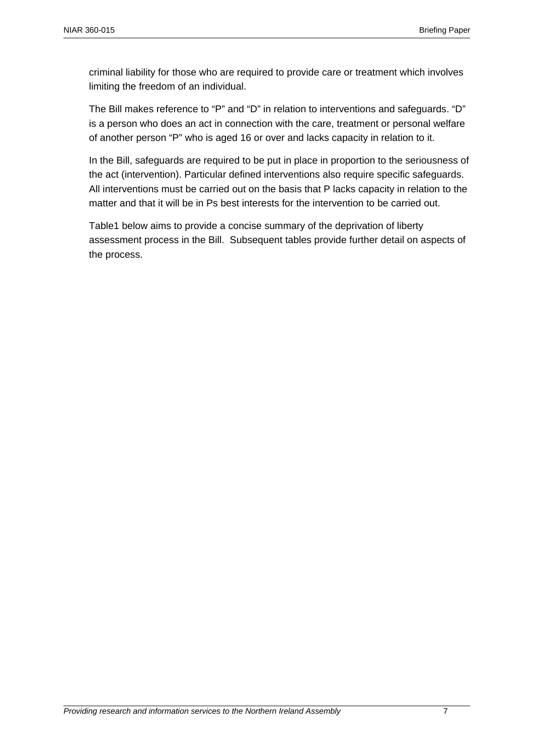criminal liability for those who are required to provide care or treatment which involves limiting the freedom of an individual.

The Bill makes reference to "P" and "D" in relation to interventions and safeguards. "D" is a person who does an act in connection with the care, treatment or personal welfare of another person "P" who is aged 16 or over and lacks capacity in relation to it.

In the Bill, safeguards are required to be put in place in proportion to the seriousness of the act (intervention). Particular defined interventions also require specific safeguards. All interventions must be carried out on the basis that P lacks capacity in relation to the matter and that it will be in Ps best interests for the intervention to be carried out.

Table1 below aims to provide a concise summary of the deprivation of liberty assessment process in the Bill. Subsequent tables provide further detail on aspects of the process.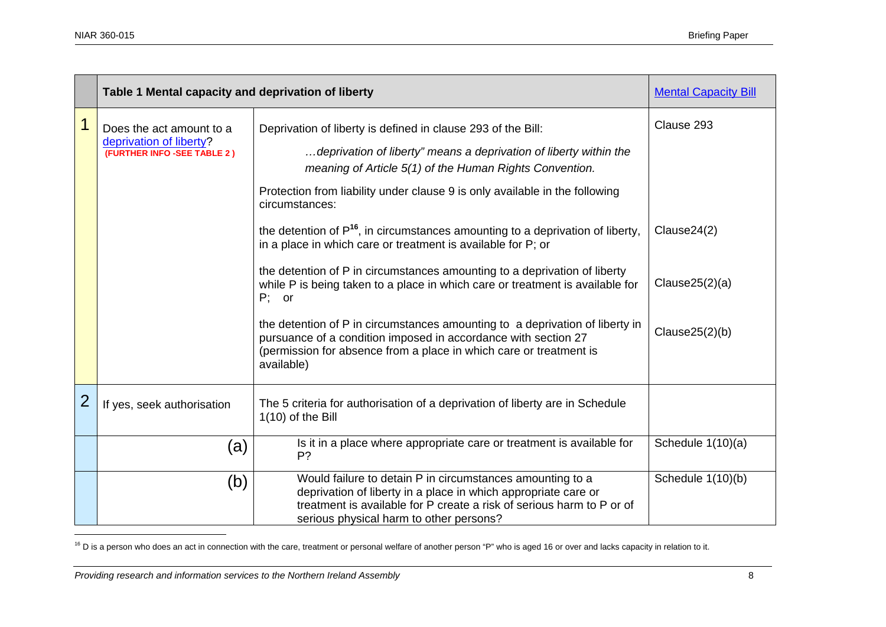| | Table 1 Mental capacity and deprivation of liberty | | Mental Capacity Bill |
|---|---|---|---|
| 1 | Does the act amount to a deprivation of liberty? **(FURTHER INFO -SEE TABLE 2 )** | Deprivation of liberty is defined in clause 293 of the Bill: *…deprivation of liberty" means a deprivation of liberty within the meaning of Article 5(1) of the Human Rights Convention.* Protection from liability under clause 9 is only available in the following circumstances: | Clause 293 |
| | | the detention of P[16], in circumstances amounting to a deprivation of liberty, in a place in which care or treatment is available for P; or | Clause24(2) |
| | | the detention of P in circumstances amounting to a deprivation of liberty while P is being taken to a place in which care or treatment is available for P; or | Clause25(2)(a) |
| | | the detention of P in circumstances amounting to a deprivation of liberty in pursuance of a condition imposed in accordance with section 27 (permission for absence from a place in which care or treatment is available) | Clause25(2)(b) |
| 2 | If yes, seek authorisation | The 5 criteria for authorisation of a deprivation of liberty are in Schedule 1(10) of the Bill | |
| | (a) | Is it in a place where appropriate care or treatment is available for P? | Schedule 1(10)(a) |
| | (b) | Would failure to detain P in circumstances amounting to a deprivation of liberty in a place in which appropriate care or treatment is available for P create a risk of serious harm to P or of serious physical harm to other persons? | Schedule 1(10)(b) |

[16] D is a person who does an act in connection with the care, treatment or personal welfare of another person "P" who is aged 16 or over and lacks capacity in relation to it.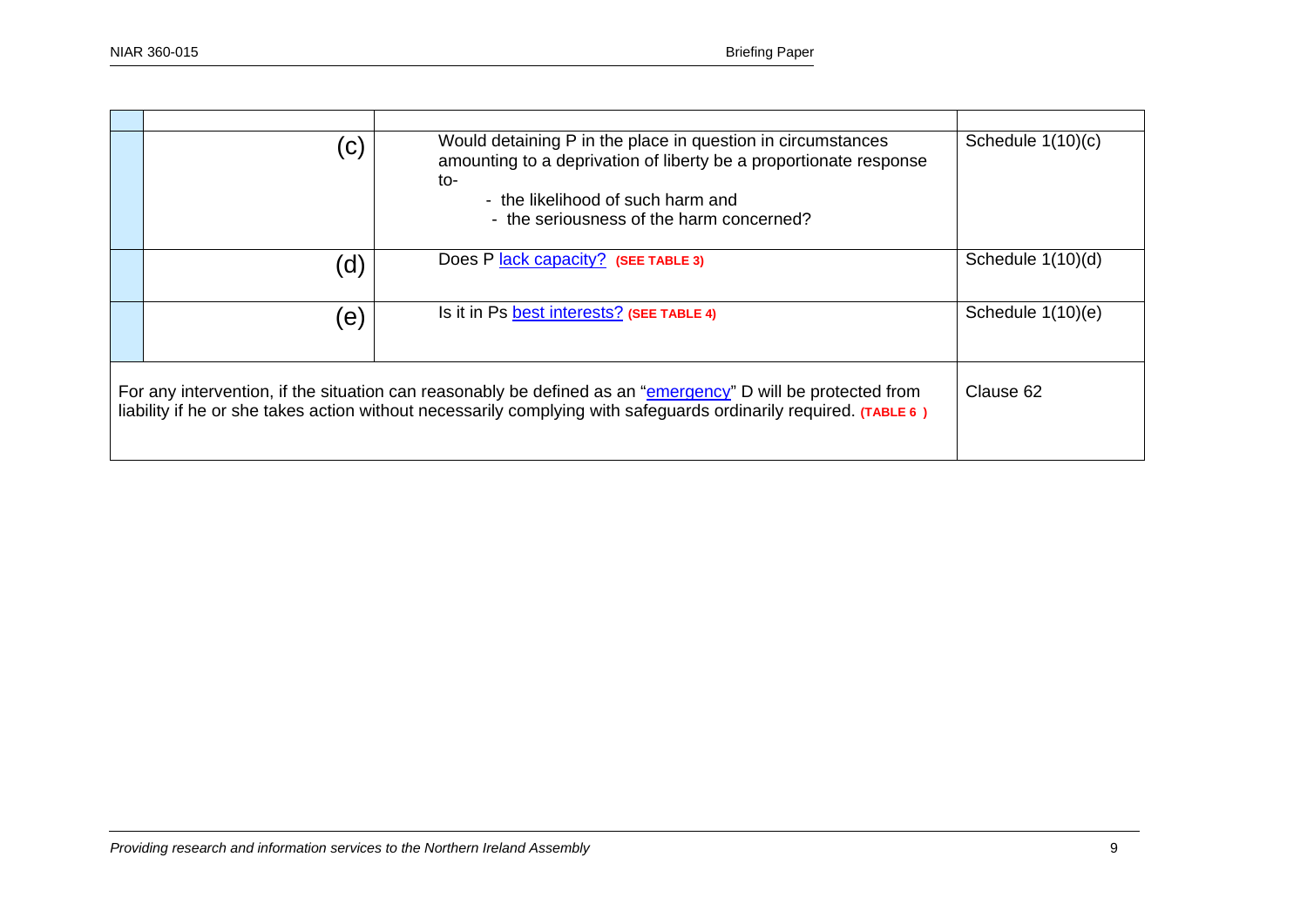| | | | |
|---|---|---|---|
| | (c) | Would detaining P in the place in question in circumstances amounting to a deprivation of liberty be a proportionate response to-<br>- the likelihood of such harm and<br>- the seriousness of the harm concerned? | Schedule 1(10)(c) |
| | (d) | Does P lack capacity? **(SEE TABLE 3)** | Schedule 1(10)(d) |
| | (e) | Is it in Ps best interests? **(SEE TABLE 4)** | Schedule 1(10)(e) |
| For any intervention, if the situation can reasonably be defined as an "emergency" D will be protected from liability if he or she takes action without necessarily complying with safeguards ordinarily required. **(TABLE 6 )** | | | Clause 62 |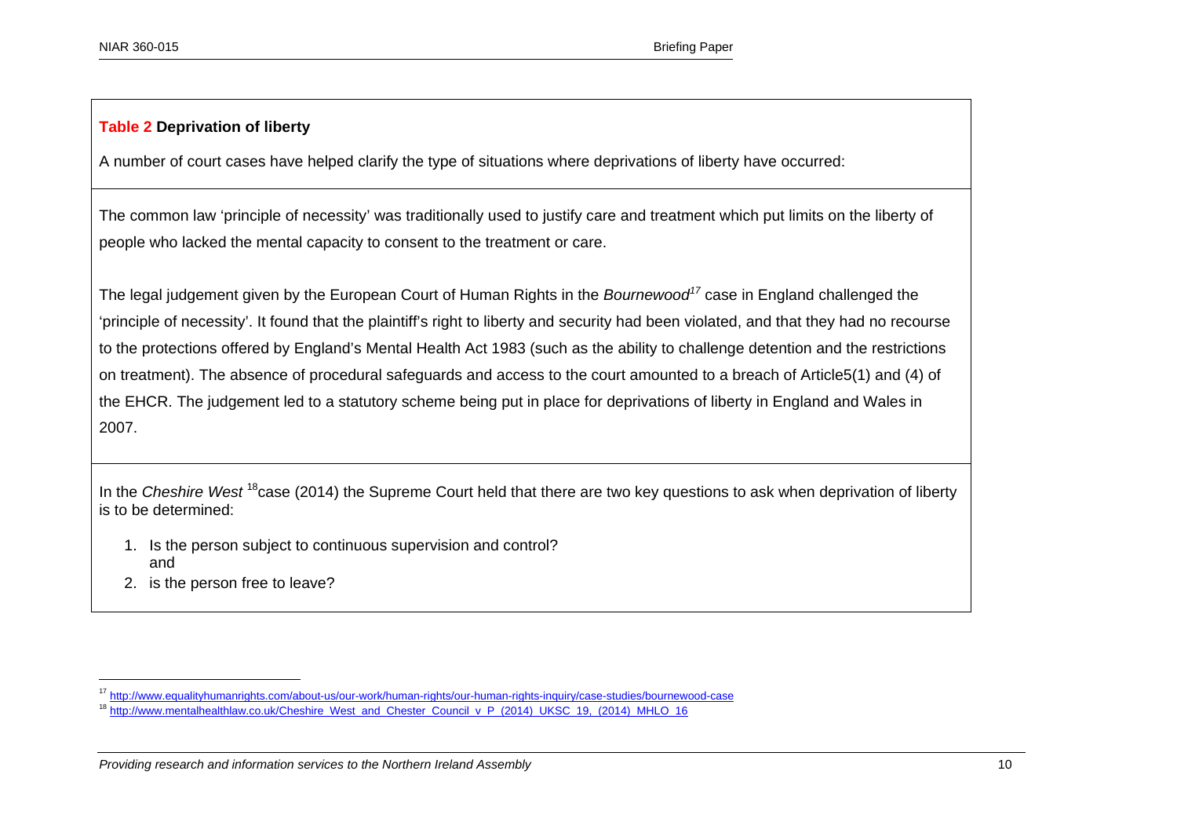**Table 2 Deprivation of liberty**

A number of court cases have helped clarify the type of situations where deprivations of liberty have occurred:

The common law 'principle of necessity' was traditionally used to justify care and treatment which put limits on the liberty of people who lacked the mental capacity to consent to the treatment or care.

The legal judgement given by the European Court of Human Rights in the *Bournewood*[17] case in England challenged the 'principle of necessity'. It found that the plaintiff's right to liberty and security had been violated, and that they had no recourse to the protections offered by England's Mental Health Act 1983 (such as the ability to challenge detention and the restrictions on treatment). The absence of procedural safeguards and access to the court amounted to a breach of Article5(1) and (4) of the EHCR. The judgement led to a statutory scheme being put in place for deprivations of liberty in England and Wales in 2007.

In the *Cheshire West* [18]case (2014) the Supreme Court held that there are two key questions to ask when deprivation of liberty is to be determined:

1. Is the person subject to continuous supervision and control?
   and
2. is the person free to leave?

---

[17] http://www.equalityhumanrights.com/about-us/our-work/human-rights/our-human-rights-inquiry/case-studies/bournewood-case

[18] http://www.mentalhealthlaw.co.uk/Cheshire_West_and_Chester_Council_v_P_(2014)_UKSC_19,_(2014)_MHLO_16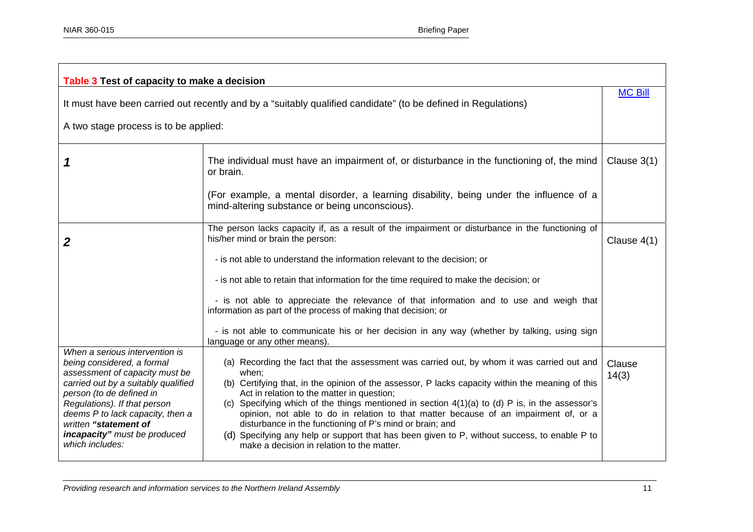| **Table 3 Test of capacity to make a decision** | | |
|---|---|---|
| It must have been carried out recently and by a "suitably qualified candidate" (to be defined in Regulations)<br><br>A two stage process is to be applied: | | [MC Bill](MC Bill) |
| ***1*** | The individual must have an impairment of, or disturbance in the functioning of, the mind or brain.<br><br>(For example, a mental disorder, a learning disability, being under the influence of a mind-altering substance or being unconscious). | Clause 3(1) |
| ***2*** | The person lacks capacity if, as a result of the impairment or disturbance in the functioning of his/her mind or brain the person:<br><br>- is not able to understand the information relevant to the decision; or<br><br>- is not able to retain that information for the time required to make the decision; or<br><br>- is not able to appreciate the relevance of that information and to use and weigh that information as part of the process of making that decision; or<br><br>- is not able to communicate his or her decision in any way (whether by talking, using sign language or any other means). | Clause 4(1) |
| *When a serious intervention is being considered, a formal assessment of capacity must be carried out by a suitably qualified person (to de defined in Regulations). If that person deems P to lack capacity, then a written **"statement of incapacity"** must be produced which includes:* | (a) Recording the fact that the assessment was carried out, by whom it was carried out and when;<br>(b) Certifying that, in the opinion of the assessor, P lacks capacity within the meaning of this Act in relation to the matter in question;<br>(c) Specifying which of the things mentioned in section 4(1)(a) to (d) P is, in the assessor's opinion, not able to do in relation to that matter because of an impairment of, or a disturbance in the functioning of P's mind or brain; and<br>(d) Specifying any help or support that has been given to P, without success, to enable P to make a decision in relation to the matter. | Clause 14(3) |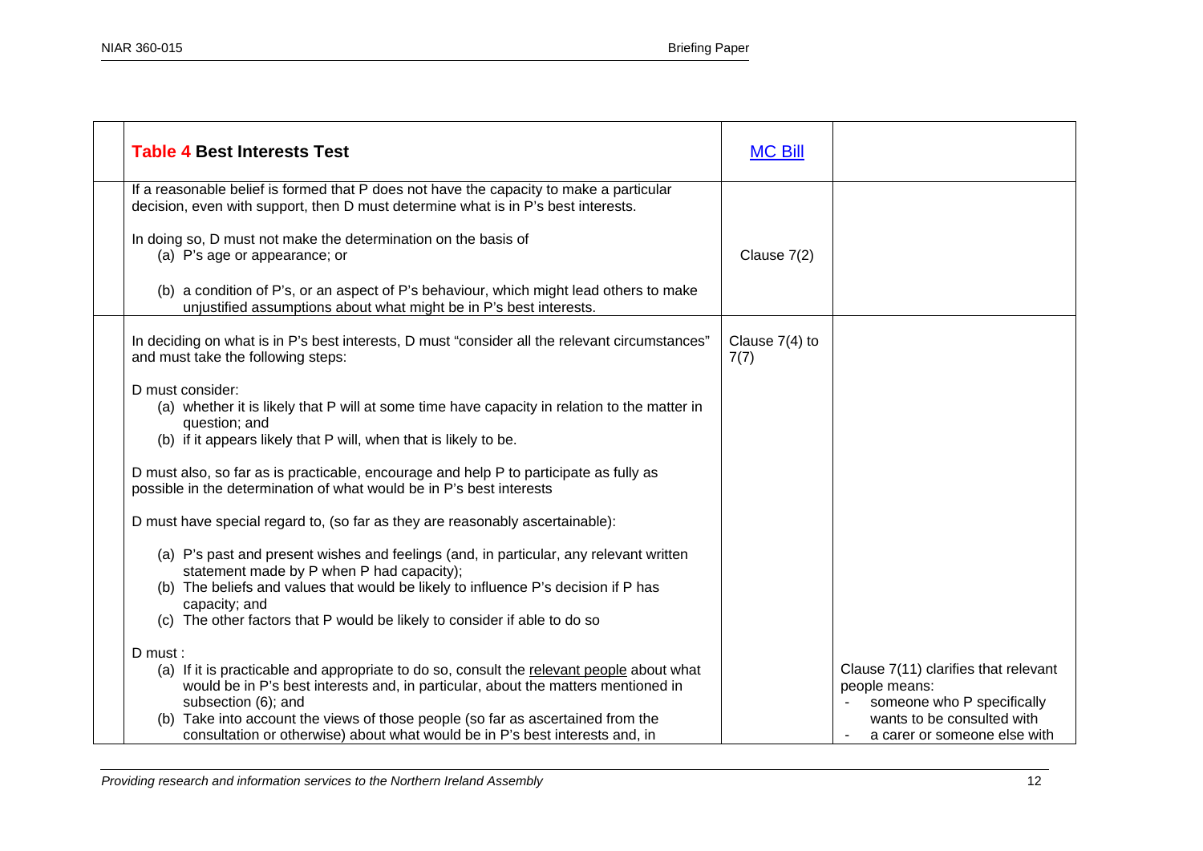| **Table 4 Best Interests Test** | [MC Bill]() | |
|---|---|---|
| If a reasonable belief is formed that P does not have the capacity to make a particular decision, even with support, then D must determine what is in P's best interests.<br><br>In doing so, D must not make the determination on the basis of<br>(a) P's age or appearance; or<br><br>(b) a condition of P's, or an aspect of P's behaviour, which might lead others to make unjustified assumptions about what might be in P's best interests. | Clause 7(2) | |
| In deciding on what is in P's best interests, D must "consider all the relevant circumstances" and must take the following steps:<br><br>D must consider:<br>(a) whether it is likely that P will at some time have capacity in relation to the matter in question; and<br>(b) if it appears likely that P will, when that is likely to be.<br><br>D must also, so far as is practicable, encourage and help P to participate as fully as possible in the determination of what would be in P's best interests<br><br>D must have special regard to, (so far as they are reasonably ascertainable):<br><br>(a) P's past and present wishes and feelings (and, in particular, any relevant written statement made by P when P had capacity);<br>(b) The beliefs and values that would be likely to influence P's decision if P has capacity; and<br>(c) The other factors that P would be likely to consider if able to do so<br><br>D must :<br>(a) If it is practicable and appropriate to do so, consult the relevant people about what would be in P's best interests and, in particular, about the matters mentioned in subsection (6); and<br>(b) Take into account the views of those people (so far as ascertained from the consultation or otherwise) about what would be in P's best interests and, in | Clause 7(4) to 7(7) | Clause 7(11) clarifies that relevant people means:<br>- someone who P specifically wants to be consulted with<br>- a carer or someone else with |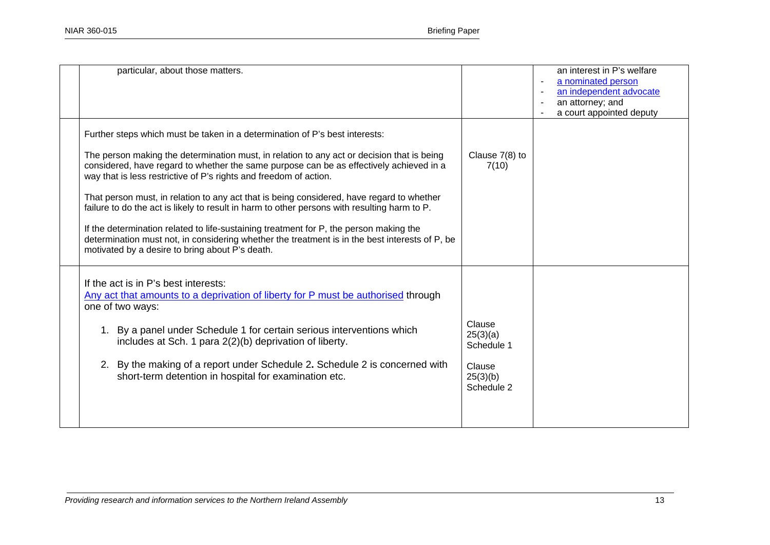|  |  |  |  |
|---|---|---|---|
|  | particular, about those matters. |  | an interest in P's welfare<br>- a nominated person<br>- an independent advocate<br>- an attorney; and<br>- a court appointed deputy |
|  | Further steps which must be taken in a determination of P's best interests:<br><br>The person making the determination must, in relation to any act or decision that is being considered, have regard to whether the same purpose can be as effectively achieved in a way that is less restrictive of P's rights and freedom of action.<br><br>That person must, in relation to any act that is being considered, have regard to whether failure to do the act is likely to result in harm to other persons with resulting harm to P.<br><br>If the determination related to life-sustaining treatment for P, the person making the determination must not, in considering whether the treatment is in the best interests of P, be motivated by a desire to bring about P's death. | Clause 7(8) to 7(10) |  |
|  | If the act is in P's best interests:<br>Any act that amounts to a deprivation of liberty for P must be authorised through one of two ways:<br><br>1. By a panel under Schedule 1 for certain serious interventions which includes at Sch. 1 para 2(2)(b) deprivation of liberty.<br><br>2. By the making of a report under Schedule 2. Schedule 2 is concerned with short-term detention in hospital for examination etc. | Clause 25(3)(a) Schedule 1<br><br>Clause 25(3)(b) Schedule 2 |  |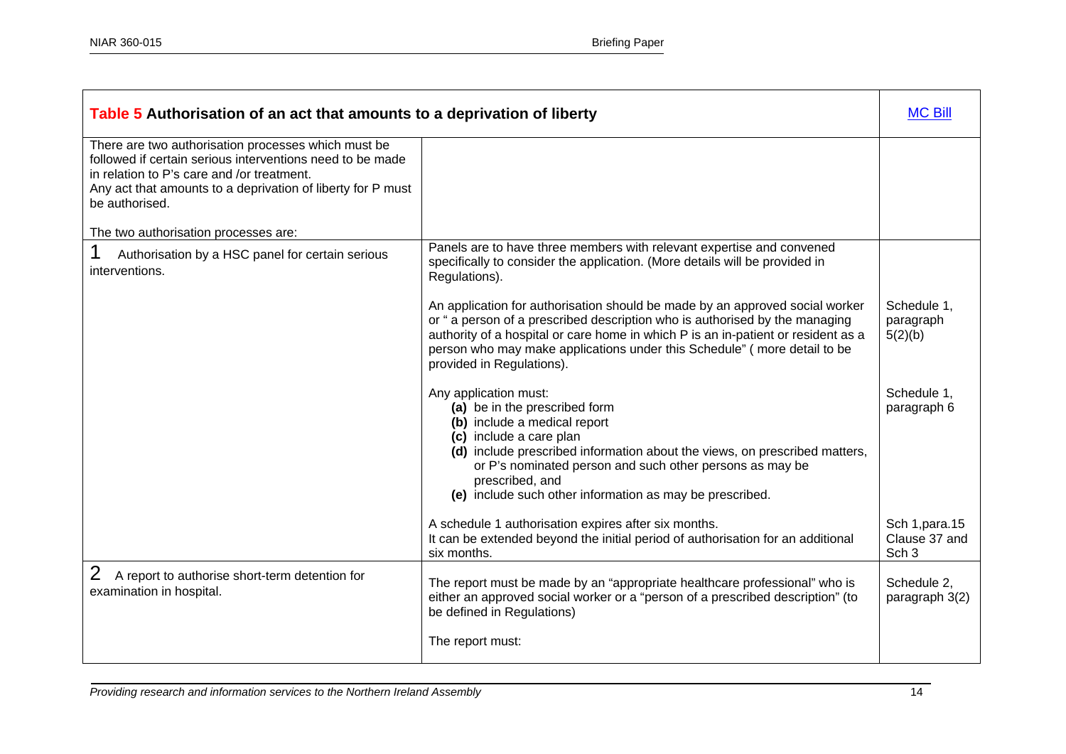| **Table 5 Authorisation of an act that amounts to a deprivation of liberty** | | [MC Bill] |
|---|---|---|
| There are two authorisation processes which must be followed if certain serious interventions need to be made in relation to P's care and /or treatment.<br>Any act that amounts to a deprivation of liberty for P must be authorised.<br><br>The two authorisation processes are: | | |
| 1 Authorisation by a HSC panel for certain serious interventions. | Panels are to have three members with relevant expertise and convened specifically to consider the application. (More details will be provided in Regulations). | |
| | An application for authorisation should be made by an approved social worker or " a person of a prescribed description who is authorised by the managing authority of a hospital or care home in which P is an in-patient or resident as a person who may make applications under this Schedule" ( more detail to be provided in Regulations). | Schedule 1, paragraph 5(2)(b) |
| | Any application must:<br>**(a)** be in the prescribed form<br>**(b)** include a medical report<br>**(c)** include a care plan<br>**(d)** include prescribed information about the views, on prescribed matters, or P's nominated person and such other persons as may be prescribed, and<br>**(e)** include such other information as may be prescribed. | Schedule 1, paragraph 6 |
| | A schedule 1 authorisation expires after six months.<br>It can be extended beyond the initial period of authorisation for an additional six months. | Sch 1,para.15 Clause 37 and Sch 3 |
| 2 A report to authorise short-term detention for examination in hospital. | The report must be made by an "appropriate healthcare professional" who is either an approved social worker or a "person of a prescribed description" (to be defined in Regulations)<br><br>The report must: | Schedule 2, paragraph 3(2) |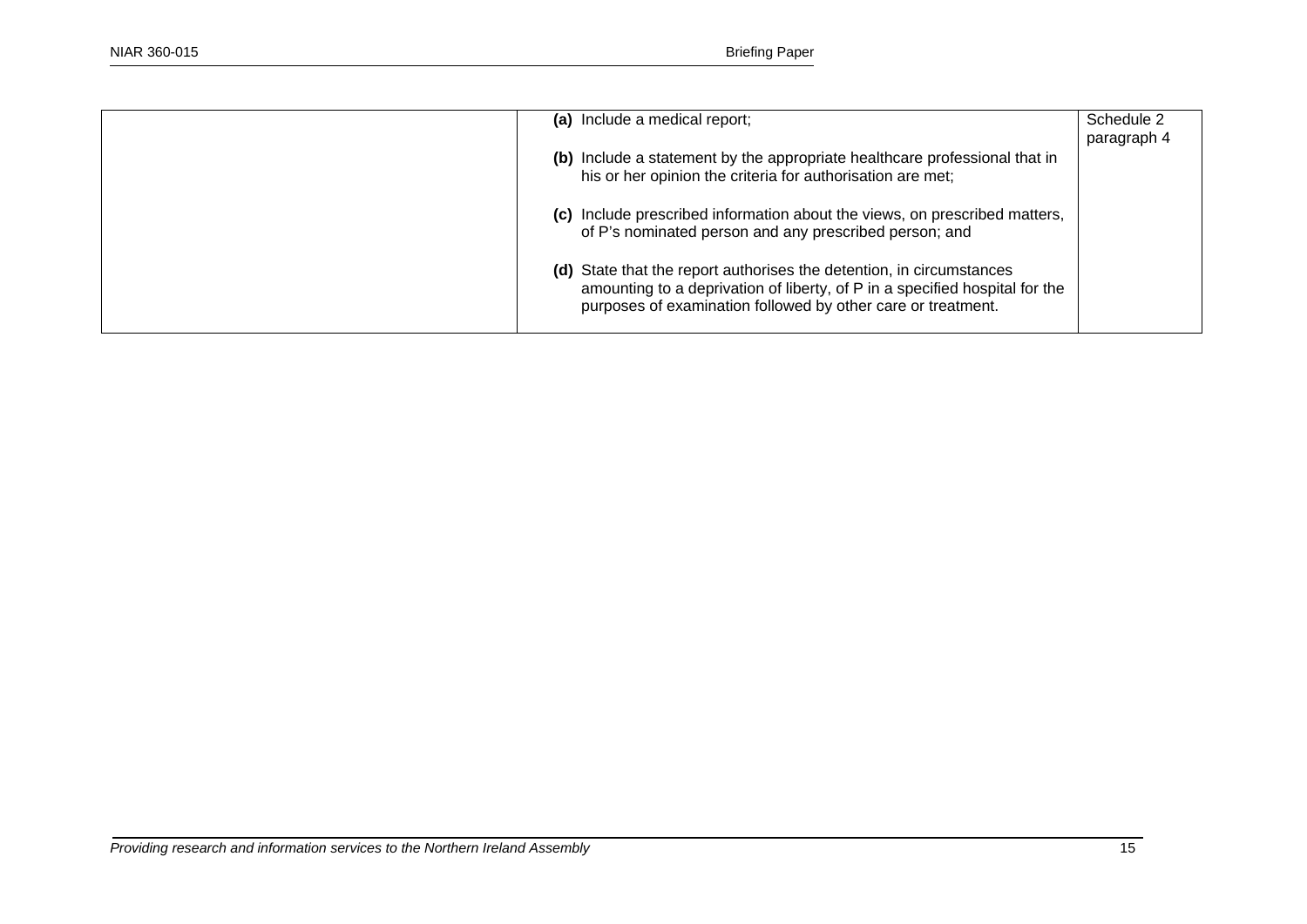| | | |
|---|---|---|
| | **(a)** Include a medical report;<br><br>**(b)** Include a statement by the appropriate healthcare professional that in his or her opinion the criteria for authorisation are met;<br><br>**(c)** Include prescribed information about the views, on prescribed matters, of P's nominated person and any prescribed person; and<br><br>**(d)** State that the report authorises the detention, in circumstances amounting to a deprivation of liberty, of P in a specified hospital for the purposes of examination followed by other care or treatment. | Schedule 2 paragraph 4 |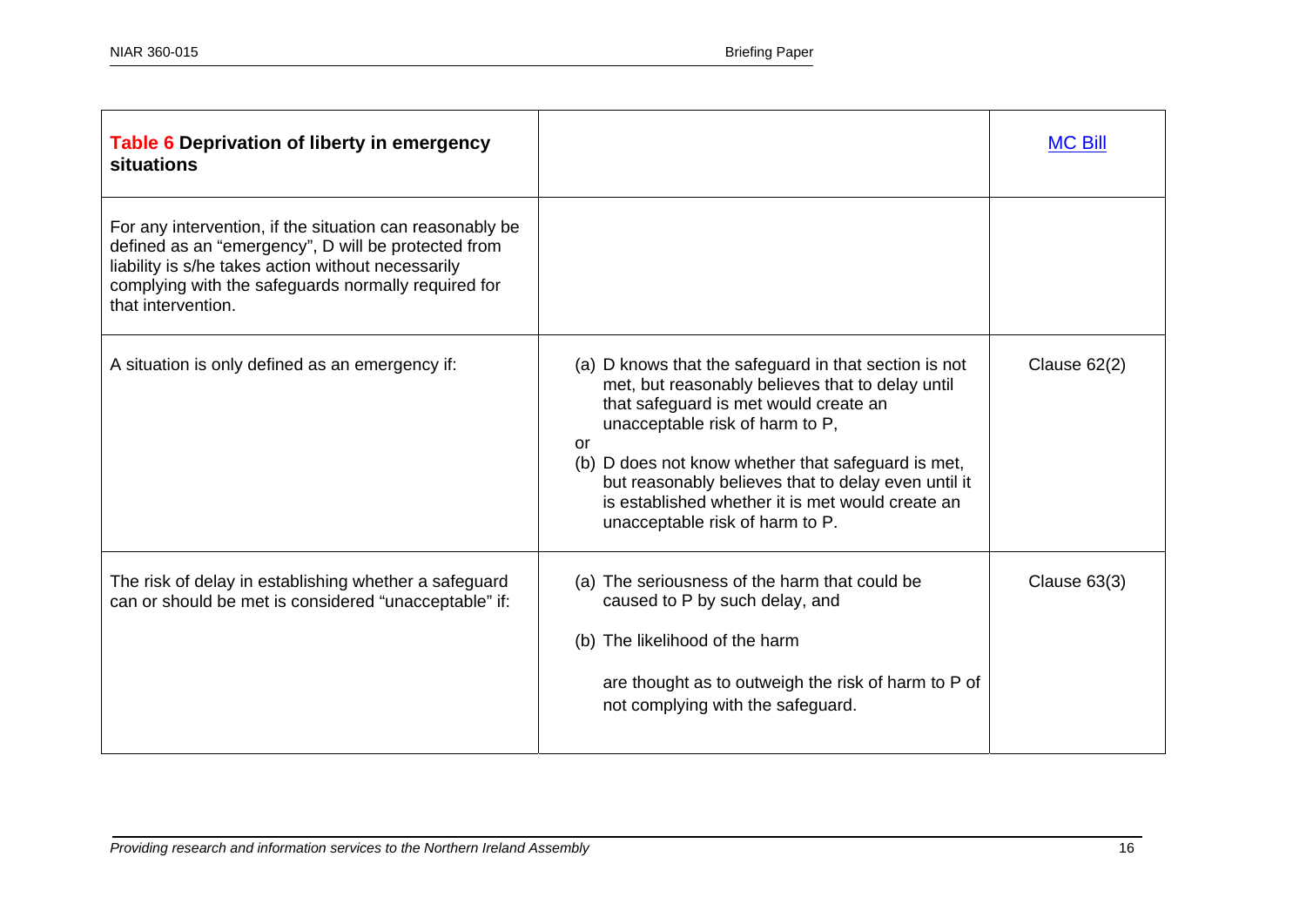| **Table 6 Deprivation of liberty in emergency situations** | | [MC Bill] |
|---|---|---|
| For any intervention, if the situation can reasonably be defined as an "emergency", D will be protected from liability is s/he takes action without necessarily complying with the safeguards normally required for that intervention. | | |
| A situation is only defined as an emergency if: | (a) D knows that the safeguard in that section is not met, but reasonably believes that to delay until that safeguard is met would create an unacceptable risk of harm to P, <br>or <br>(b) D does not know whether that safeguard is met, but reasonably believes that to delay even until it is established whether it is met would create an unacceptable risk of harm to P. | Clause 62(2) |
| The risk of delay in establishing whether a safeguard can or should be met is considered "unacceptable" if: | (a) The seriousness of the harm that could be caused to P by such delay, and <br><br>(b) The likelihood of the harm <br><br>are thought as to outweigh the risk of harm to P of not complying with the safeguard. | Clause 63(3) |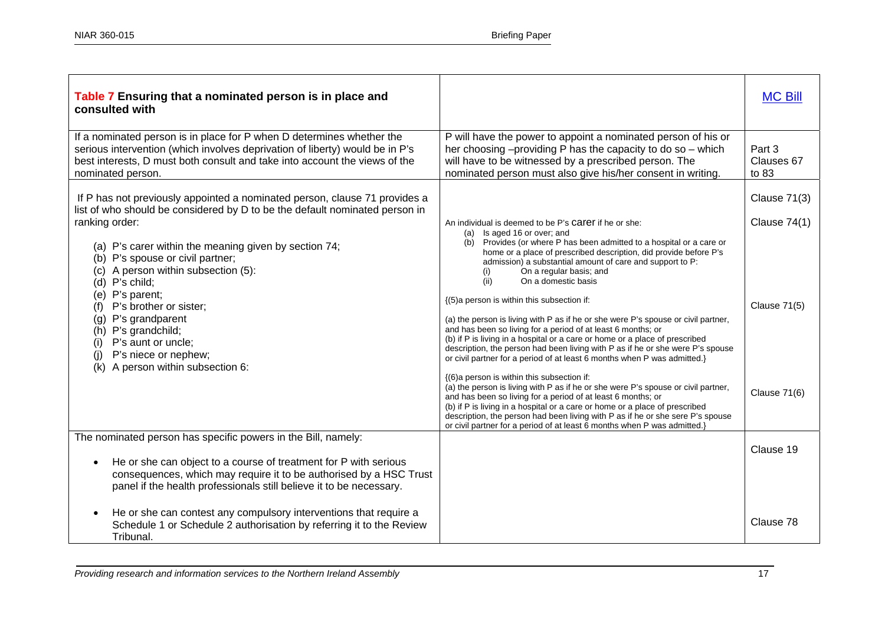| **Table 7 Ensuring that a nominated person is in place and consulted with** | | [MC Bill] |
|---|---|---|
| If a nominated person is in place for P when D determines whether the serious intervention (which involves deprivation of liberty) would be in P's best interests, D must both consult and take into account the views of the nominated person. | P will have the power to appoint a nominated person of his or her choosing –providing P has the capacity to do so – which will have to be witnessed by a prescribed person. The nominated person must also give his/her consent in writing. | Part 3 Clauses 67 to 83 |
| If P has not previously appointed a nominated person, clause 71 provides a list of who should be considered by D to be the default nominated person in ranking order:<br><br>(a) P's carer within the meaning given by section 74;<br>(b) P's spouse or civil partner;<br>(c) A person within subsection (5):<br>(d) P's child;<br>(e) P's parent;<br>(f) P's brother or sister;<br>(g) P's grandparent<br>(h) P's grandchild;<br>(i) P's aunt or uncle;<br>(j) P's niece or nephew;<br>(k) A person within subsection 6: | An individual is deemed to be P's carer if he or she:<br>(a) Is aged 16 or over; and<br>(b) Provides (or where P has been admitted to a hospital or a care or home or a place of prescribed description, did provide before P's admission) a substantial amount of care and support to P:<br>(i) On a regular basis; and<br>(ii) On a domestic basis<br><br>{(5)a person is within this subsection if:<br><br>(a) the person is living with P as if he or she were P's spouse or civil partner, and has been so living for a period of at least 6 months; or<br>(b) if P is living in a hospital or a care or home or a place of prescribed description, the person had been living with P as if he or she were P's spouse or civil partner for a period of at least 6 months when P was admitted.}<br><br>{(6)a person is within this subsection if:<br>(a) the person is living with P as if he or she were P's spouse or civil partner, and has been so living for a period of at least 6 months; or<br>(b) if P is living in a hospital or a care or home or a place of prescribed description, the person had been living with P as if he or she sere P's spouse or civil partner for a period of at least 6 months when P was admitted.} | Clause 71(3)<br>Clause 74(1)<br><br>Clause 71(5)<br><br>Clause 71(6) |
| The nominated person has specific powers in the Bill, namely:<br><br>• He or she can object to a course of treatment for P with serious consequences, which may require it to be authorised by a HSC Trust panel if the health professionals still believe it to be necessary.<br><br>• He or she can contest any compulsory interventions that require a Schedule 1 or Schedule 2 authorisation by referring it to the Review Tribunal. | | Clause 19<br><br>Clause 78 |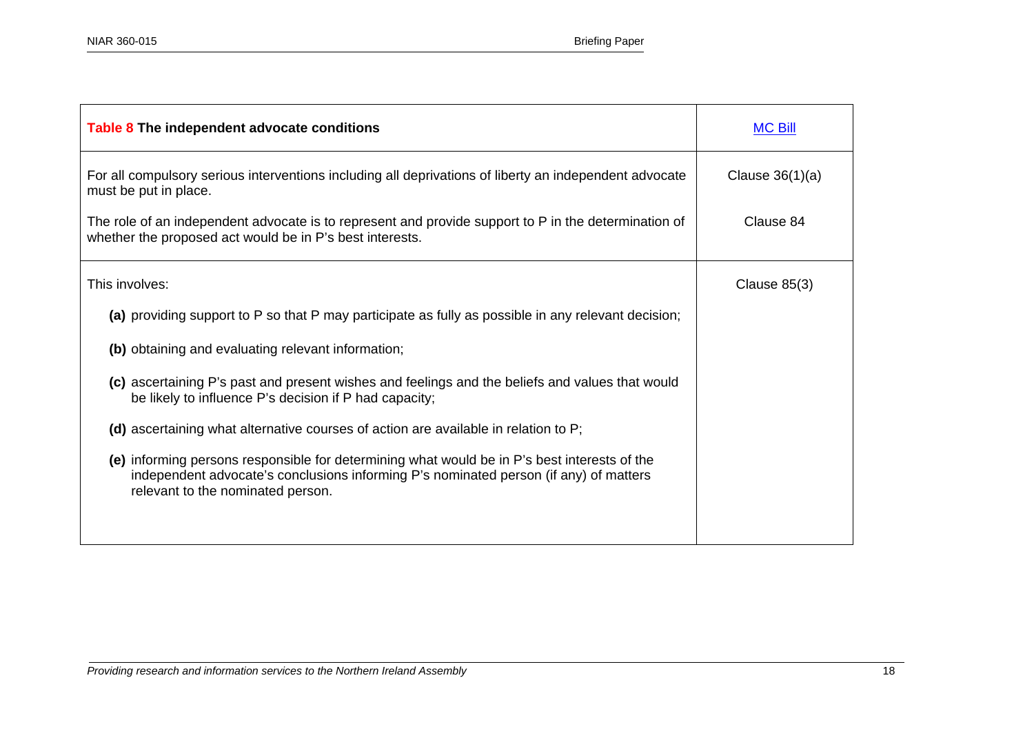| **Table 8 The independent advocate conditions** | [MC Bill] |
|---|---|
| For all compulsory serious interventions including all deprivations of liberty an independent advocate must be put in place. | Clause 36(1)(a) |
| The role of an independent advocate is to represent and provide support to P in the determination of whether the proposed act would be in P's best interests. | Clause 84 |
| This involves:<br>**(a)** providing support to P so that P may participate as fully as possible in any relevant decision;<br>**(b)** obtaining and evaluating relevant information;<br>**(c)** ascertaining P's past and present wishes and feelings and the beliefs and values that would be likely to influence P's decision if P had capacity;<br>**(d)** ascertaining what alternative courses of action are available in relation to P;<br>**(e)** informing persons responsible for determining what would be in P's best interests of the independent advocate's conclusions informing P's nominated person (if any) of matters relevant to the nominated person. | Clause 85(3) |